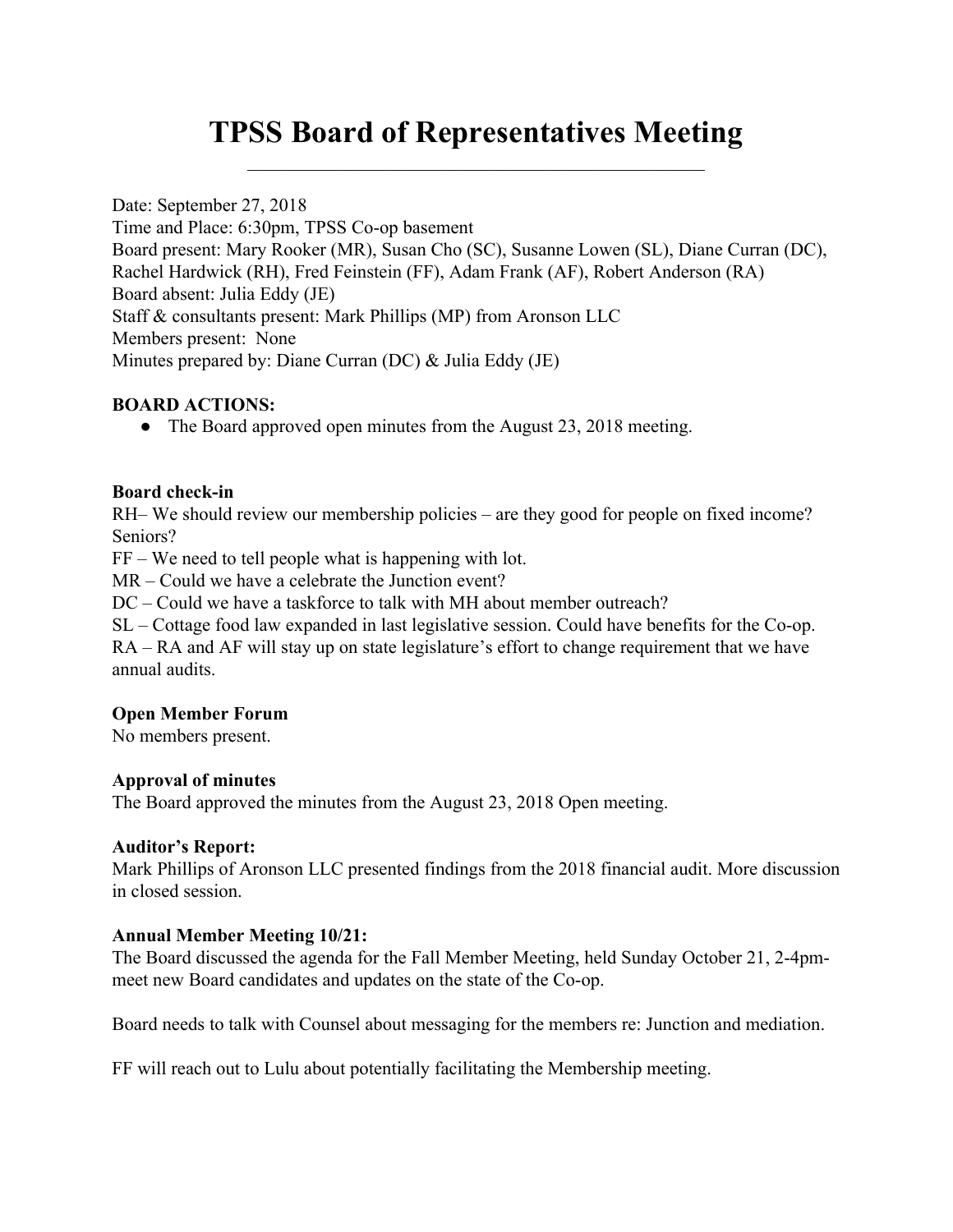# TPSS Board of Representatives Meeting

Date: September 27, 2018
Time and Place: 6:30pm, TPSS Co-op basement
Board present: Mary Rooker (MR), Susan Cho (SC), Susanne Lowen (SL), Diane Curran (DC), Rachel Hardwick (RH), Fred Feinstein (FF), Adam Frank (AF), Robert Anderson (RA)
Board absent: Julia Eddy (JE)
Staff & consultants present: Mark Phillips (MP) from Aronson LLC
Members present: None
Minutes prepared by: Diane Curran (DC) & Julia Eddy (JE)

**BOARD ACTIONS:**

- The Board approved open minutes from the August 23, 2018 meeting.

**Board check-in**

RH– We should review our membership policies – are they good for people on fixed income? Seniors?
FF – We need to tell people what is happening with lot.
MR – Could we have a celebrate the Junction event?
DC – Could we have a taskforce to talk with MH about member outreach?
SL – Cottage food law expanded in last legislative session. Could have benefits for the Co-op.
RA – RA and AF will stay up on state legislature's effort to change requirement that we have annual audits.

**Open Member Forum**

No members present.

**Approval of minutes**

The Board approved the minutes from the August 23, 2018 Open meeting.

**Auditor's Report:**

Mark Phillips of Aronson LLC presented findings from the 2018 financial audit. More discussion in closed session.

**Annual Member Meeting 10/21:**

The Board discussed the agenda for the Fall Member Meeting, held Sunday October 21, 2-4pm- meet new Board candidates and updates on the state of the Co-op.

Board needs to talk with Counsel about messaging for the members re: Junction and mediation.

FF will reach out to Lulu about potentially facilitating the Membership meeting.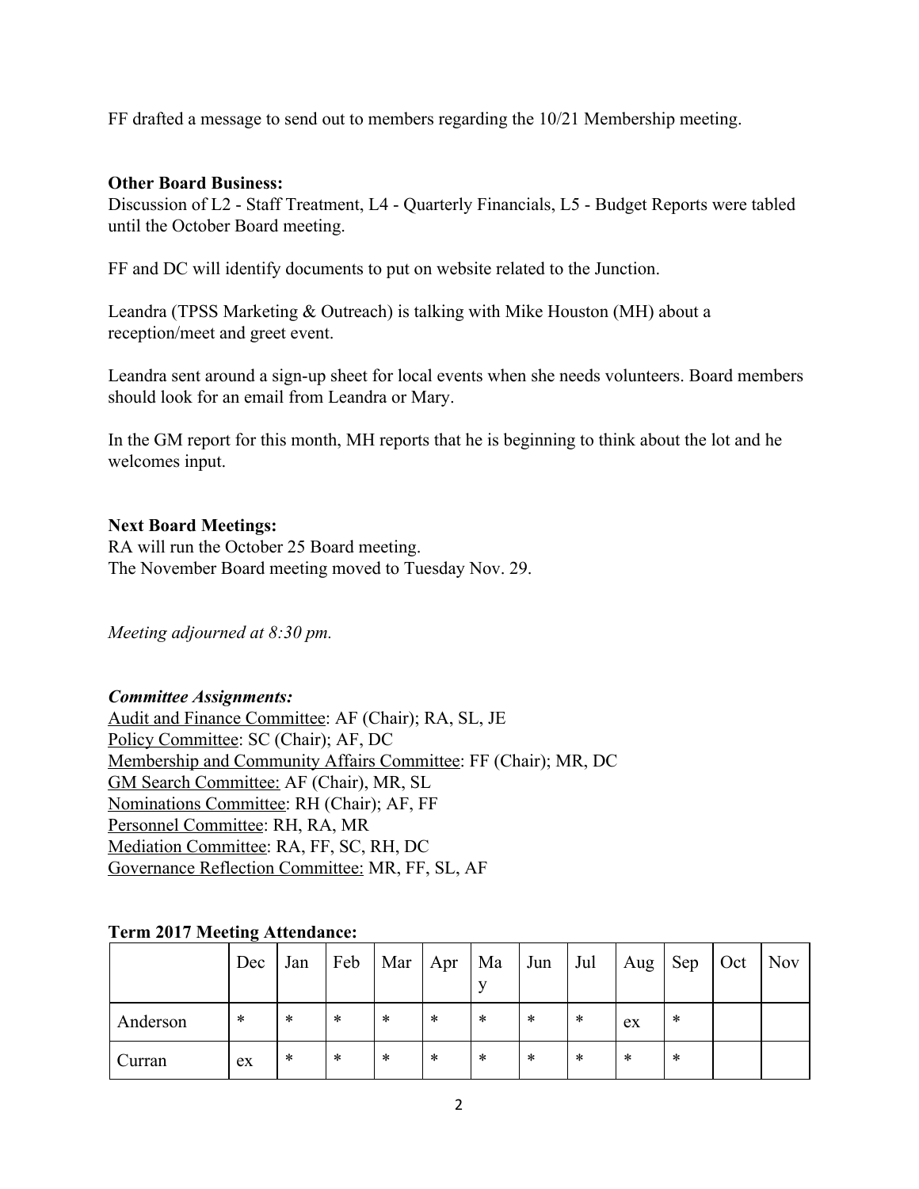FF drafted a message to send out to members regarding the 10/21 Membership meeting.

**Other Board Business:**
Discussion of L2 - Staff Treatment, L4 - Quarterly Financials, L5 - Budget Reports were tabled until the October Board meeting.

FF and DC will identify documents to put on website related to the Junction.

Leandra (TPSS Marketing & Outreach) is talking with Mike Houston (MH) about a reception/meet and greet event.

Leandra sent around a sign-up sheet for local events when she needs volunteers. Board members should look for an email from Leandra or Mary.

In the GM report for this month, MH reports that he is beginning to think about the lot and he welcomes input.

**Next Board Meetings:**
RA will run the October 25 Board meeting.
The November Board meeting moved to Tuesday Nov. 29.

*Meeting adjourned at 8:30 pm.*

***Committee Assignments:***
Audit and Finance Committee: AF (Chair); RA, SL, JE
Policy Committee: SC (Chair); AF, DC
Membership and Community Affairs Committee: FF (Chair); MR, DC
GM Search Committee: AF (Chair), MR, SL
Nominations Committee: RH (Chair); AF, FF
Personnel Committee: RH, RA, MR
Mediation Committee: RA, FF, SC, RH, DC
Governance Reflection Committee: MR, FF, SL, AF

**Term 2017 Meeting Attendance:**

| | Dec | Jan | Feb | Mar | Apr | May | Jun | Jul | Aug | Sep | Oct | Nov |
|---|---|---|---|---|---|---|---|---|---|---|---|---|
| Anderson | * | * | * | * | * | * | * | * | ex | * | | |
| Curran | ex | * | * | * | * | * | * | * | * | * | | |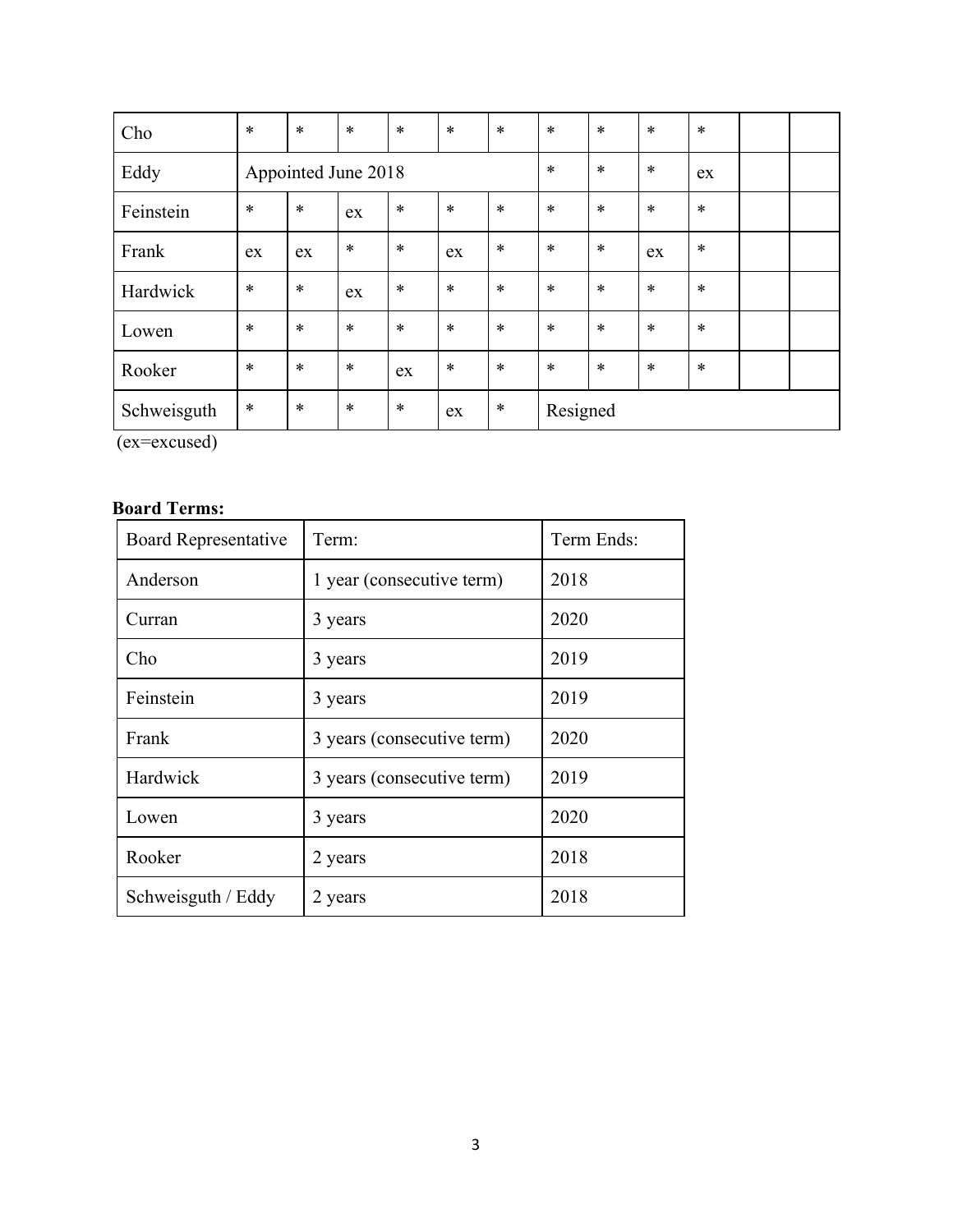| | | | | | | | | | | | | |
|---|---|---|---|---|---|---|---|---|---|---|---|---|
| Cho | * | * | * | * | * | * | * | * | * | * | | |
| Eddy | Appointed June 2018 | | | | | | * | * | * | ex | | |
| Feinstein | * | * | ex | * | * | * | * | * | * | * | | |
| Frank | ex | ex | * | * | ex | * | * | * | ex | * | | |
| Hardwick | * | * | ex | * | * | * | * | * | * | * | | |
| Lowen | * | * | * | * | * | * | * | * | * | * | | |
| Rooker | * | * | * | ex | * | * | * | * | * | * | | |
| Schweisguth | * | * | * | * | ex | * | Resigned | | | | | |

(ex=excused)

**Board Terms:**

| Board Representative | Term: | Term Ends: |
|---|---|---|
| Anderson | 1 year (consecutive term) | 2018 |
| Curran | 3 years | 2020 |
| Cho | 3 years | 2019 |
| Feinstein | 3 years | 2019 |
| Frank | 3 years (consecutive term) | 2020 |
| Hardwick | 3 years (consecutive term) | 2019 |
| Lowen | 3 years | 2020 |
| Rooker | 2 years | 2018 |
| Schweisguth / Eddy | 2 years | 2018 |